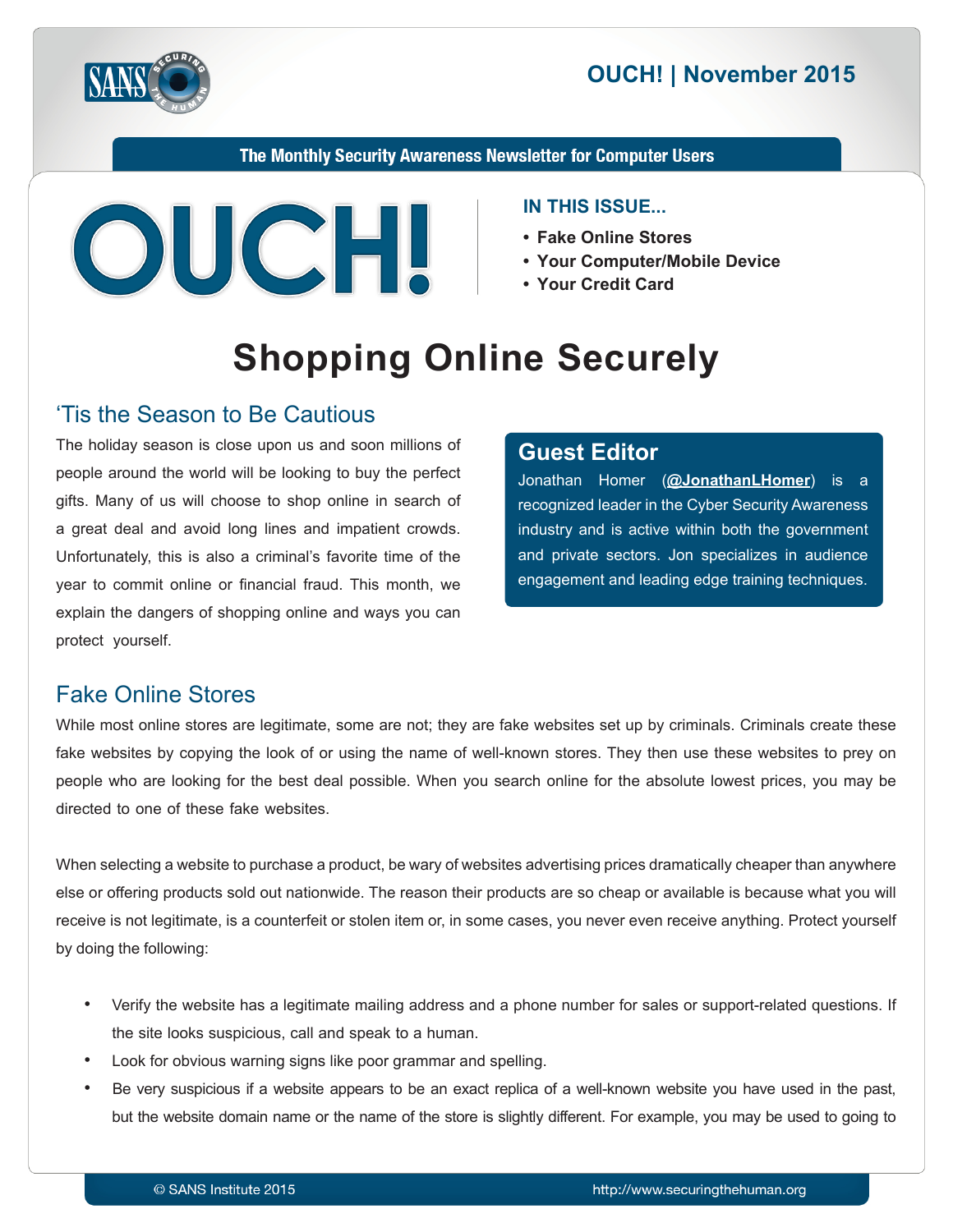# OUCH! | November 2015

The Monthly Security Awareness Newsletter for Computer Users

**IN THIS ISSUE...**

- **Fake Online Stores**
- **Your Computer/Mobile Device**
- **Your Credit Card**

# Shopping Online Securely

## 'Tis the Season to Be Cautious

The holiday season is close upon us and soon millions of people around the world will be looking to buy the perfect gifts. Many of us will choose to shop online in search of a great deal and avoid long lines and impatient crowds. Unfortunately, this is also a criminal's favorite time of the year to commit online or financial fraud. This month, we explain the dangers of shopping online and ways you can protect yourself.

### Guest Editor

Jonathan Homer (**@JonathanLHomer**) is a recognized leader in the Cyber Security Awareness industry and is active within both the government and private sectors. Jon specializes in audience engagement and leading edge training techniques.

## Fake Online Stores

While most online stores are legitimate, some are not; they are fake websites set up by criminals. Criminals create these fake websites by copying the look of or using the name of well-known stores. They then use these websites to prey on people who are looking for the best deal possible. When you search online for the absolute lowest prices, you may be directed to one of these fake websites.

When selecting a website to purchase a product, be wary of websites advertising prices dramatically cheaper than anywhere else or offering products sold out nationwide. The reason their products are so cheap or available is because what you will receive is not legitimate, is a counterfeit or stolen item or, in some cases, you never even receive anything. Protect yourself by doing the following:

- Verify the website has a legitimate mailing address and a phone number for sales or support-related questions. If the site looks suspicious, call and speak to a human.
- Look for obvious warning signs like poor grammar and spelling.
- Be very suspicious if a website appears to be an exact replica of a well-known website you have used in the past, but the website domain name or the name of the store is slightly different. For example, you may be used to going to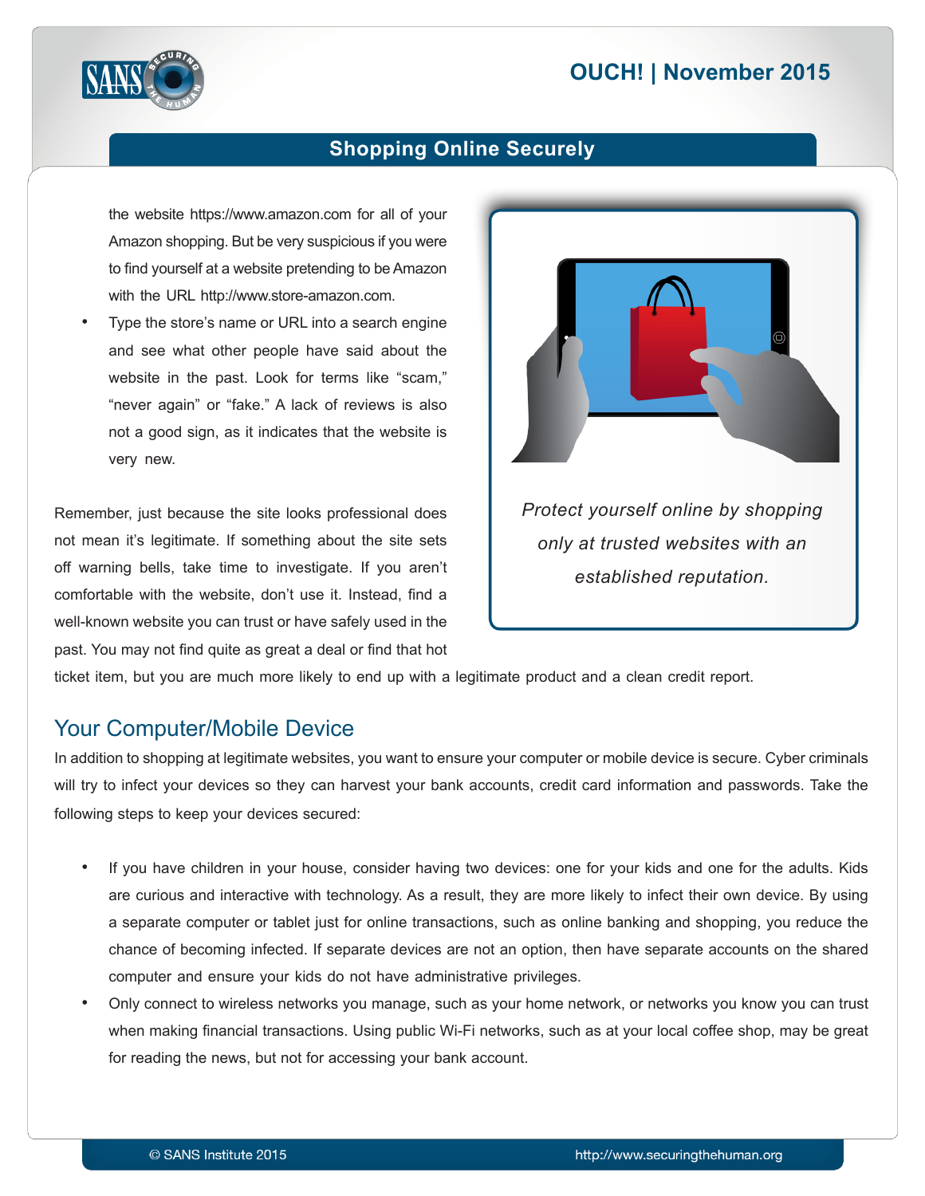the website https://www.amazon.com for all of your Amazon shopping. But be very suspicious if you were to find yourself at a website pretending to be Amazon with the URL http://www.store-amazon.com.

- Type the store's name or URL into a search engine and see what other people have said about the website in the past. Look for terms like "scam," "never again" or "fake." A lack of reviews is also not a good sign, as it indicates that the website is very new.

*Protect yourself online by shopping only at trusted websites with an established reputation.*

Remember, just because the site looks professional does not mean it's legitimate. If something about the site sets off warning bells, take time to investigate. If you aren't comfortable with the website, don't use it. Instead, find a well-known website you can trust or have safely used in the past. You may not find quite as great a deal or find that hot ticket item, but you are much more likely to end up with a legitimate product and a clean credit report.

## Your Computer/Mobile Device

In addition to shopping at legitimate websites, you want to ensure your computer or mobile device is secure. Cyber criminals will try to infect your devices so they can harvest your bank accounts, credit card information and passwords. Take the following steps to keep your devices secured:

- If you have children in your house, consider having two devices: one for your kids and one for the adults. Kids are curious and interactive with technology. As a result, they are more likely to infect their own device. By using a separate computer or tablet just for online transactions, such as online banking and shopping, you reduce the chance of becoming infected. If separate devices are not an option, then have separate accounts on the shared computer and ensure your kids do not have administrative privileges.
- Only connect to wireless networks you manage, such as your home network, or networks you know you can trust when making financial transactions. Using public Wi-Fi networks, such as at your local coffee shop, may be great for reading the news, but not for accessing your bank account.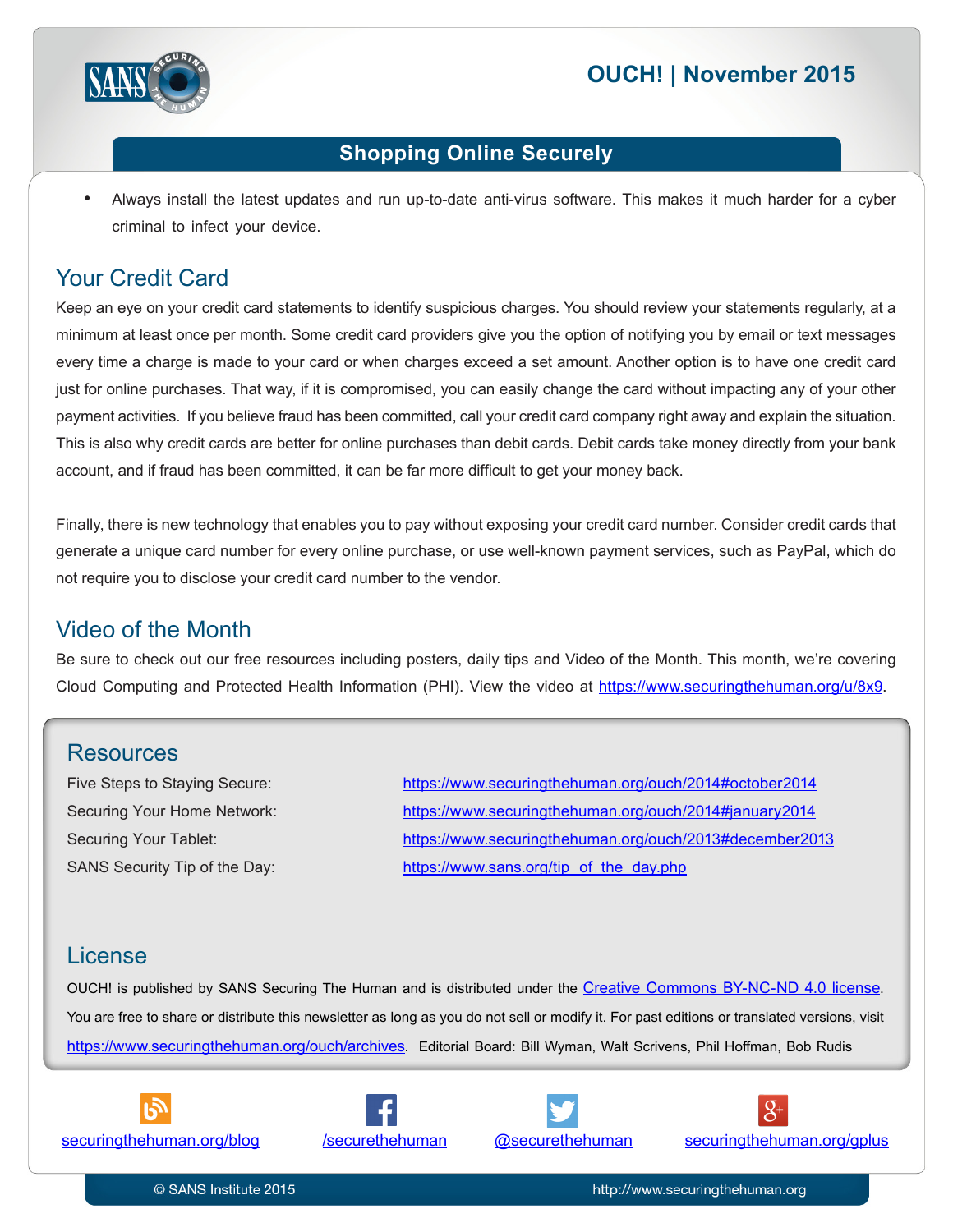- Always install the latest updates and run up-to-date anti-virus software. This makes it much harder for a cyber criminal to infect your device.

## Your Credit Card

Keep an eye on your credit card statements to identify suspicious charges. You should review your statements regularly, at a minimum at least once per month. Some credit card providers give you the option of notifying you by email or text messages every time a charge is made to your card or when charges exceed a set amount. Another option is to have one credit card just for online purchases. That way, if it is compromised, you can easily change the card without impacting any of your other payment activities. If you believe fraud has been committed, call your credit card company right away and explain the situation. This is also why credit cards are better for online purchases than debit cards. Debit cards take money directly from your bank account, and if fraud has been committed, it can be far more difficult to get your money back.

Finally, there is new technology that enables you to pay without exposing your credit card number. Consider credit cards that generate a unique card number for every online purchase, or use well-known payment services, such as PayPal, which do not require you to disclose your credit card number to the vendor.

## Video of the Month

Be sure to check out our free resources including posters, daily tips and Video of the Month. This month, we're covering Cloud Computing and Protected Health Information (PHI). View the video at https://www.securingthehuman.org/u/8x9.

## Resources

| | |
|---|---|
| Five Steps to Staying Secure: | https://www.securingthehuman.org/ouch/2014#october2014 |
| Securing Your Home Network: | https://www.securingthehuman.org/ouch/2014#january2014 |
| Securing Your Tablet: | https://www.securingthehuman.org/ouch/2013#december2013 |
| SANS Security Tip of the Day: | https://www.sans.org/tip_of_the_day.php |

## License

OUCH! is published by SANS Securing The Human and is distributed under the Creative Commons BY-NC-ND 4.0 license. You are free to share or distribute this newsletter as long as you do not sell or modify it. For past editions or translated versions, visit https://www.securingthehuman.org/ouch/archives. Editorial Board: Bill Wyman, Walt Scrivens, Phil Hoffman, Bob Rudis

securingthehuman.org/blog /securethehuman @securethehuman securingthehuman.org/gplus